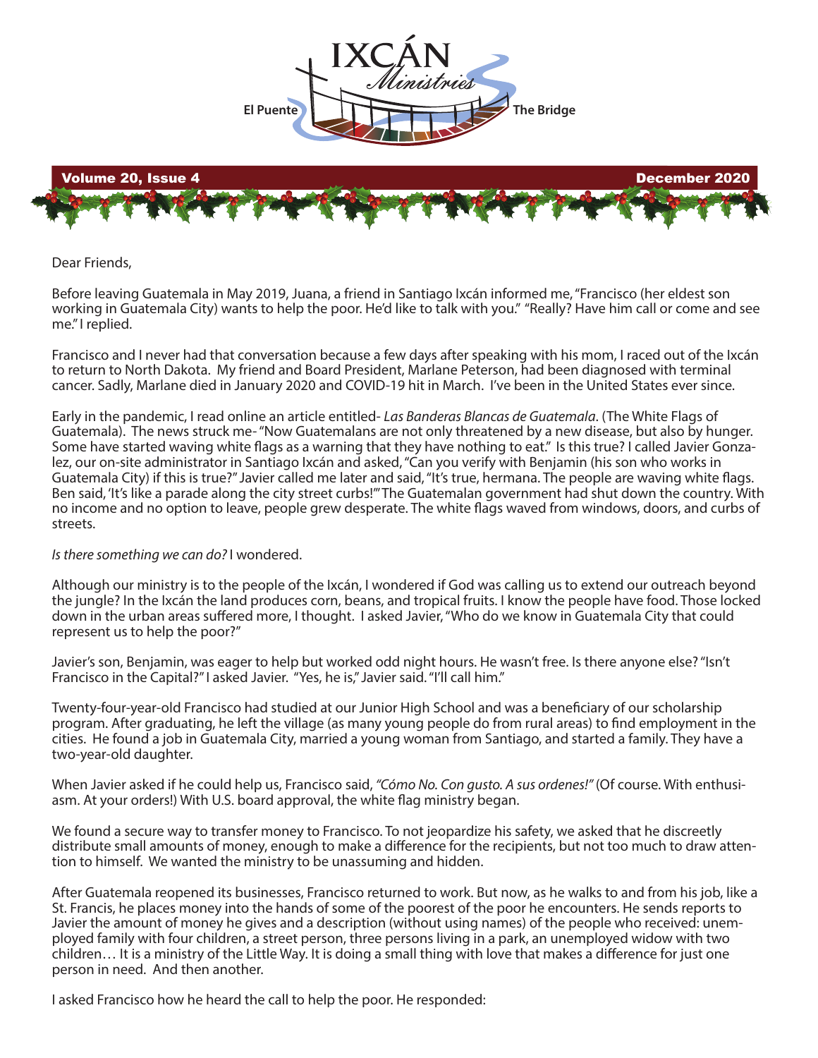# IXCÁN Ministries

El Puente — The Bridge

Volume 20, Issue 4 — December 2020

Dear Friends,

Before leaving Guatemala in May 2019, Juana, a friend in Santiago Ixcán informed me, "Francisco (her eldest son working in Guatemala City) wants to help the poor. He'd like to talk with you." "Really? Have him call or come and see me." I replied.

Francisco and I never had that conversation because a few days after speaking with his mom, I raced out of the Ixcán to return to North Dakota. My friend and Board President, Marlane Peterson, had been diagnosed with terminal cancer. Sadly, Marlane died in January 2020 and COVID-19 hit in March. I've been in the United States ever since.

Early in the pandemic, I read online an article entitled- *Las Banderas Blancas de Guatemala*. (The White Flags of Guatemala). The news struck me- "Now Guatemalans are not only threatened by a new disease, but also by hunger. Some have started waving white flags as a warning that they have nothing to eat." Is this true? I called Javier Gonzalez, our on-site administrator in Santiago Ixcán and asked, "Can you verify with Benjamin (his son who works in Guatemala City) if this is true?" Javier called me later and said, "It's true, hermana. The people are waving white flags. Ben said, 'It's like a parade along the city street curbs!'" The Guatemalan government had shut down the country. With no income and no option to leave, people grew desperate. The white flags waved from windows, doors, and curbs of streets.

*Is there something we can do?* I wondered.

Although our ministry is to the people of the Ixcán, I wondered if God was calling us to extend our outreach beyond the jungle? In the Ixcán the land produces corn, beans, and tropical fruits. I know the people have food. Those locked down in the urban areas suffered more, I thought. I asked Javier, "Who do we know in Guatemala City that could represent us to help the poor?"

Javier's son, Benjamin, was eager to help but worked odd night hours. He wasn't free. Is there anyone else? "Isn't Francisco in the Capital?" I asked Javier. "Yes, he is," Javier said. "I'll call him."

Twenty-four-year-old Francisco had studied at our Junior High School and was a beneficiary of our scholarship program. After graduating, he left the village (as many young people do from rural areas) to find employment in the cities. He found a job in Guatemala City, married a young woman from Santiago, and started a family. They have a two-year-old daughter.

When Javier asked if he could help us, Francisco said, *"Cómo No. Con gusto. A sus ordenes!"* (Of course. With enthusiasm. At your orders!) With U.S. board approval, the white flag ministry began.

We found a secure way to transfer money to Francisco. To not jeopardize his safety, we asked that he discreetly distribute small amounts of money, enough to make a difference for the recipients, but not too much to draw attention to himself. We wanted the ministry to be unassuming and hidden.

After Guatemala reopened its businesses, Francisco returned to work. But now, as he walks to and from his job, like a St. Francis, he places money into the hands of some of the poorest of the poor he encounters. He sends reports to Javier the amount of money he gives and a description (without using names) of the people who received: unemployed family with four children, a street person, three persons living in a park, an unemployed widow with two children… It is a ministry of the Little Way. It is doing a small thing with love that makes a difference for just one person in need. And then another.

I asked Francisco how he heard the call to help the poor. He responded: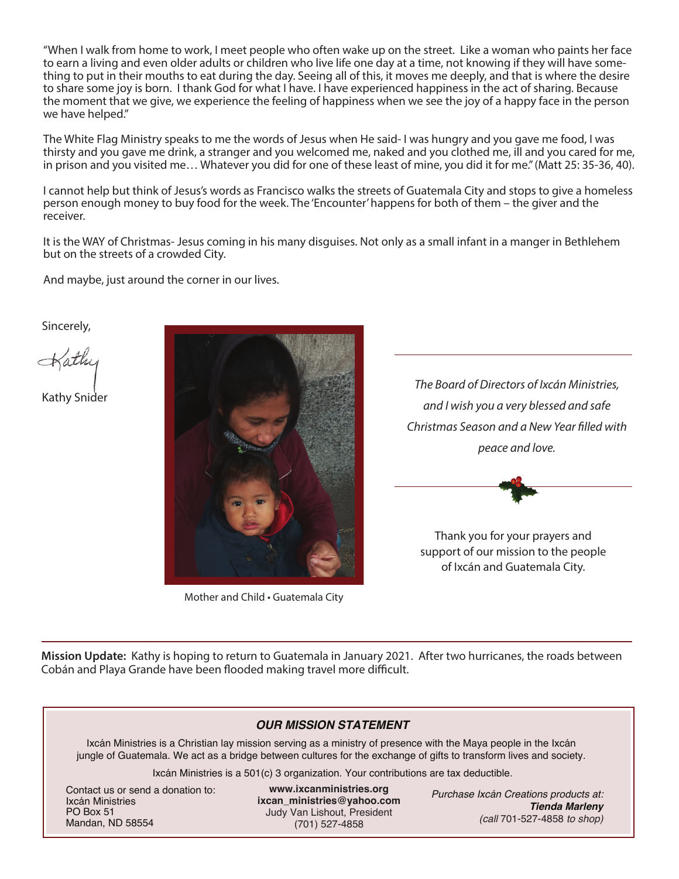"When I walk from home to work, I meet people who often wake up on the street. Like a woman who paints her face to earn a living and even older adults or children who live life one day at a time, not knowing if they will have something to put in their mouths to eat during the day. Seeing all of this, it moves me deeply, and that is where the desire to share some joy is born. I thank God for what I have. I have experienced happiness in the act of sharing. Because the moment that we give, we experience the feeling of happiness when we see the joy of a happy face in the person we have helped."

The White Flag Ministry speaks to me the words of Jesus when He said- I was hungry and you gave me food, I was thirsty and you gave me drink, a stranger and you welcomed me, naked and you clothed me, ill and you cared for me, in prison and you visited me… Whatever you did for one of these least of mine, you did it for me." (Matt 25: 35-36, 40).

I cannot help but think of Jesus's words as Francisco walks the streets of Guatemala City and stops to give a homeless person enough money to buy food for the week. The 'Encounter' happens for both of them – the giver and the receiver.

It is the WAY of Christmas- Jesus coming in his many disguises. Not only as a small infant in a manger in Bethlehem but on the streets of a crowded City.

And maybe, just around the corner in our lives.

Sincerely,

Kathy

Kathy Snider

Mother and Child • Guatemala City

*The Board of Directors of Ixcán Ministries, and I wish you a very blessed and safe Christmas Season and a New Year filled with peace and love.*

Thank you for your prayers and support of our mission to the people of Ixcán and Guatemala City.

**Mission Update:** Kathy is hoping to return to Guatemala in January 2021. After two hurricanes, the roads between Cobán and Playa Grande have been flooded making travel more difficult.

### *OUR MISSION STATEMENT*

Ixcán Ministries is a Christian lay mission serving as a ministry of presence with the Maya people in the Ixcán jungle of Guatemala. We act as a bridge between cultures for the exchange of gifts to transform lives and society.

Ixcán Ministries is a 501(c) 3 organization. Your contributions are tax deductible.

Contact us or send a donation to:
Ixcán Ministries
PO Box 51
Mandan, ND 58554

**www.ixcanministries.org**
**ixcan_ministries@yahoo.com**
Judy Van Lishout, President
(701) 527-4858

*Purchase Ixcán Creations products at:*
***Tienda Marleny***
*(call* 701-527-4858 *to shop)*